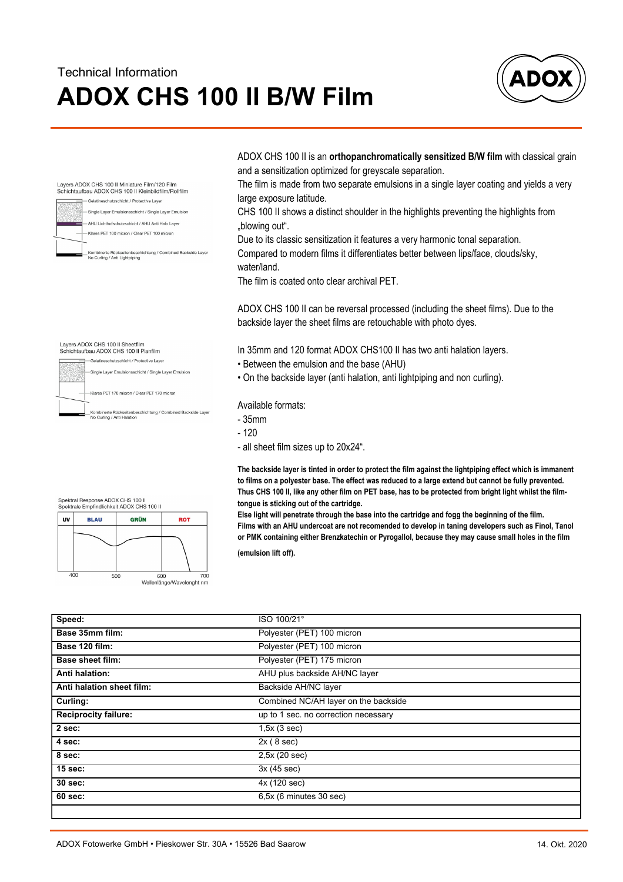Technical Information

# ADOX CHS 100 II B/W Film

Layers ADOX CHS 100 II Miniature Film/120 Film
Schichtaufbau ADOX CHS 100 II Kleinbildfilm/Rollfilm

- Gelatineschutzschicht / Protective Layer
- Single Layer Emulsionsschicht / Single Layer Emulsion
- AHU Lichthofschutzschicht / AHU Anti Halo Layer
- Klares PET 100 micron / Clear PET 100 micron
- Kombinierte Rückseitenbeschichtung / Combined Backside Layer No Curling / Anti Lightpiping

Layers ADOX CHS 100 II Sheetfilm
Schichtaufbau ADOX CHS 100 II Planfilm

- Gelatineschutzschicht / Protective Layer
- Single Layer Emulsionsschicht / Single Layer Emulsion
- Klares PET 170 micron / Clear PET 170 micron
- Kombinierte Rückseitenbeschichtung / Combined Backside Layer No Curling / Anti Halation

Spektral Response ADOX CHS 100 II
Spektrale Empfindlichkeit ADOX CHS 100 II

UV | BLAU | GRÜN | ROT

400 500 600 700
Wellenlänge/Wavelenght nm

ADOX CHS 100 II is an **orthopanchromatically sensitized B/W film** with classical grain and a sensitization optimized for greyscale separation.
The film is made from two separate emulsions in a single layer coating and yields a very large exposure latitude.
CHS 100 II shows a distinct shoulder in the highlights preventing the highlights from „blowing out".
Due to its classic sensitization it features a very harmonic tonal separation.
Compared to modern films it differentiates better between lips/face, clouds/sky, water/land.
The film is coated onto clear archival PET.

ADOX CHS 100 II can be reversal processed (including the sheet films). Due to the backside layer the sheet films are retouchable with photo dyes.

In 35mm and 120 format ADOX CHS100 II has two anti halation layers.

- Between the emulsion and the base (AHU)
- On the backside layer (anti halation, anti lightpiping and non curling).

Available formats:

- 35mm
- 120
- all sheet film sizes up to 20x24".

**The backside layer is tinted in order to protect the film against the lightpiping effect which is immanent to films on a polyester base. The effect was reduced to a large extend but cannot be fully prevented. Thus CHS 100 II, like any other film on PET base, has to be protected from bright light whilst the film-tongue is sticking out of the cartridge.**
**Else light will penetrate through the base into the cartridge and fogg the beginning of the film.**
**Films with an AHU undercoat are not recomended to develop in taning developers such as Finol, Tanol or PMK containing either Brenzkatechin or Pyrogallol, because they may cause small holes in the film (emulsion lift off).**

| **Speed:** | ISO 100/21° |
|---|---|
| **Base 35mm film:** | Polyester (PET) 100 micron |
| **Base 120 film:** | Polyester (PET) 100 micron |
| **Base sheet film:** | Polyester (PET) 175 micron |
| **Anti halation:** | AHU plus backside AH/NC layer |
| **Anti halation sheet film:** | Backside AH/NC layer |
| **Curling:** | Combined NC/AH layer on the backside |
| **Reciprocity failure:** | up to 1 sec. no correction necessary |
| **2 sec:** | 1,5x (3 sec) |
| **4 sec:** | 2x ( 8 sec) |
| **8 sec:** | 2,5x (20 sec) |
| **15 sec:** | 3x (45 sec) |
| **30 sec:** | 4x (120 sec) |
| **60 sec:** | 6,5x (6 minutes 30 sec) |
| | |

ADOX Fotowerke GmbH • Pieskower Str. 30A • 15526 Bad Saarow

14. Okt. 2020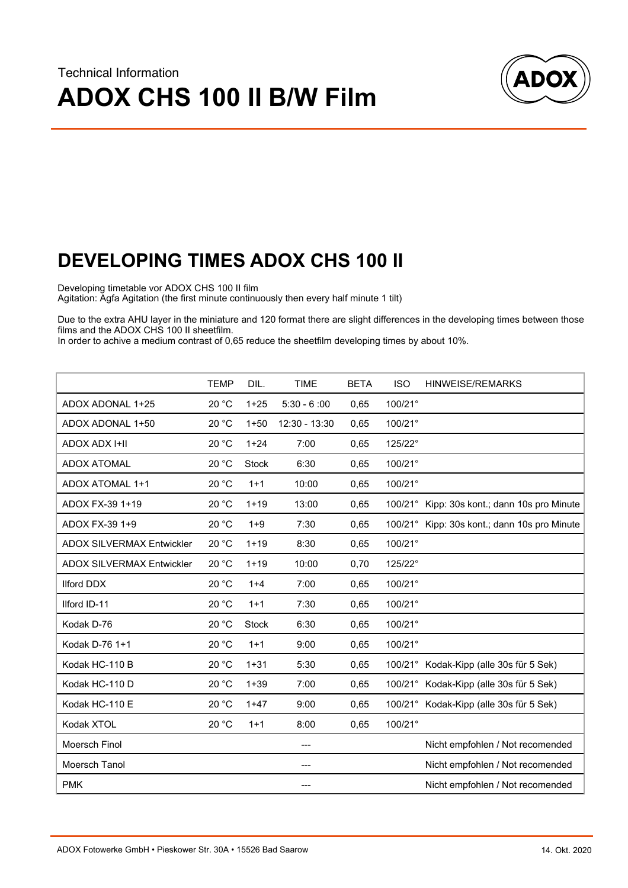Technical Information

# ADOX CHS 100 II B/W Film

## DEVELOPING TIMES ADOX CHS 100 II

Developing timetable vor ADOX CHS 100 II film
Agitation: Agfa Agitation (the first minute continuously then every half minute 1 tilt)

Due to the extra AHU layer in the miniature and 120 format there are slight differences in the developing times between those films and the ADOX CHS 100 II sheetfilm.
In order to achive a medium contrast of 0,65 reduce the sheetfilm developing times by about 10%.

| | TEMP | DIL. | TIME | BETA | ISO | HINWEISE/REMARKS |
|---|---|---|---|---|---|---|
| ADOX ADONAL 1+25 | 20 °C | 1+25 | 5:30 - 6 :00 | 0,65 | 100/21° | |
| ADOX ADONAL 1+50 | 20 °C | 1+50 | 12:30 - 13:30 | 0,65 | 100/21° | |
| ADOX ADX I+II | 20 °C | 1+24 | 7:00 | 0,65 | 125/22° | |
| ADOX ATOMAL | 20 °C | Stock | 6:30 | 0,65 | 100/21° | |
| ADOX ATOMAL 1+1 | 20 °C | 1+1 | 10:00 | 0,65 | 100/21° | |
| ADOX FX-39 1+19 | 20 °C | 1+19 | 13:00 | 0,65 | 100/21° | Kipp: 30s kont.; dann 10s pro Minute |
| ADOX FX-39 1+9 | 20 °C | 1+9 | 7:30 | 0,65 | 100/21° | Kipp: 30s kont.; dann 10s pro Minute |
| ADOX SILVERMAX Entwickler | 20 °C | 1+19 | 8:30 | 0,65 | 100/21° | |
| ADOX SILVERMAX Entwickler | 20 °C | 1+19 | 10:00 | 0,70 | 125/22° | |
| Ilford DDX | 20 °C | 1+4 | 7:00 | 0,65 | 100/21° | |
| Ilford ID-11 | 20 °C | 1+1 | 7:30 | 0,65 | 100/21° | |
| Kodak D-76 | 20 °C | Stock | 6:30 | 0,65 | 100/21° | |
| Kodak D-76 1+1 | 20 °C | 1+1 | 9:00 | 0,65 | 100/21° | |
| Kodak HC-110 B | 20 °C | 1+31 | 5:30 | 0,65 | 100/21° | Kodak-Kipp (alle 30s für 5 Sek) |
| Kodak HC-110 D | 20 °C | 1+39 | 7:00 | 0,65 | 100/21° | Kodak-Kipp (alle 30s für 5 Sek) |
| Kodak HC-110 E | 20 °C | 1+47 | 9:00 | 0,65 | 100/21° | Kodak-Kipp (alle 30s für 5 Sek) |
| Kodak XTOL | 20 °C | 1+1 | 8:00 | 0,65 | 100/21° | |
| Moersch Finol | | | --- | | | Nicht empfohlen / Not recomended |
| Moersch Tanol | | | --- | | | Nicht empfohlen / Not recomended |
| PMK | | | --- | | | Nicht empfohlen / Not recomended |

ADOX Fotowerke GmbH • Pieskower Str. 30A • 15526 Bad Saarow

14. Okt. 2020